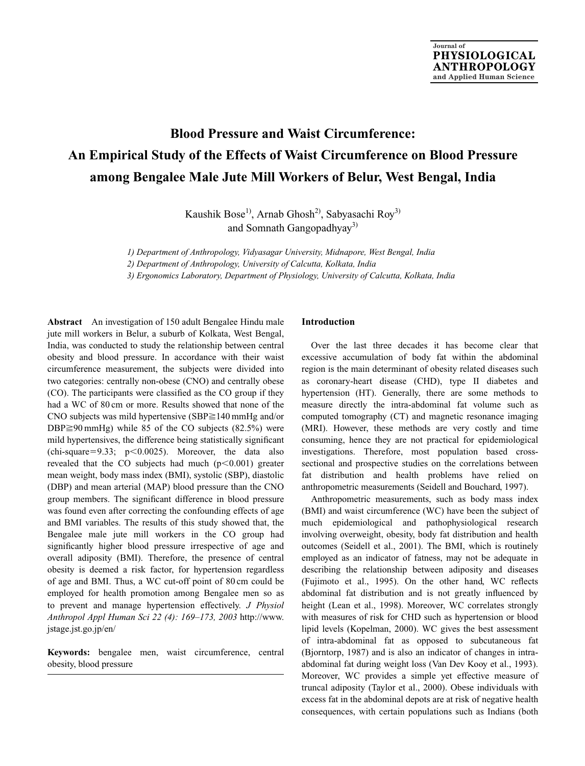Journal of
**PHYSIOLOGICAL ANTHROPOLOGY**
and Applied Human Science

# Blood Pressure and Waist Circumference: An Empirical Study of the Effects of Waist Circumference on Blood Pressure among Bengalee Male Jute Mill Workers of Belur, West Bengal, India

Kaushik Bose[1], Arnab Ghosh[2], Sabyasachi Roy[3] and Somnath Gangopadhyay[3]

*1) Department of Anthropology, Vidyasagar University, Midnapore, West Bengal, India*
*2) Department of Anthropology, University of Calcutta, Kolkata, India*
*3) Ergonomics Laboratory, Department of Physiology, University of Calcutta, Kolkata, India*

**Abstract** An investigation of 150 adult Bengalee Hindu male jute mill workers in Belur, a suburb of Kolkata, West Bengal, India, was conducted to study the relationship between central obesity and blood pressure. In accordance with their waist circumference measurement, the subjects were divided into two categories: centrally non-obese (CNO) and centrally obese (CO). The participants were classified as the CO group if they had a WC of 80 cm or more. Results showed that none of the CNO subjects was mild hypertensive (SBP≧140 mmHg and/or DBP≧90 mmHg) while 85 of the CO subjects (82.5%) were mild hypertensives, the difference being statistically significant (chi-square=9.33; $p<0.0025$). Moreover, the data also revealed that the CO subjects had much ($p<0.001$) greater mean weight, body mass index (BMI), systolic (SBP), diastolic (DBP) and mean arterial (MAP) blood pressure than the CNO group members. The significant difference in blood pressure was found even after correcting the confounding effects of age and BMI variables. The results of this study showed that, the Bengalee male jute mill workers in the CO group had significantly higher blood pressure irrespective of age and overall adiposity (BMI). Therefore, the presence of central obesity is deemed a risk factor, for hypertension regardless of age and BMI. Thus, a WC cut-off point of 80 cm could be employed for health promotion among Bengalee men so as to prevent and manage hypertension effectively. *J Physiol Anthropol Appl Human Sci 22 (4): 169–173, 2003* http://www.jstage.jst.go.jp/en/

**Keywords:** bengalee men, waist circumference, central obesity, blood pressure

## Introduction

Over the last three decades it has become clear that excessive accumulation of body fat within the abdominal region is the main determinant of obesity related diseases such as coronary-heart disease (CHD), type II diabetes and hypertension (HT). Generally, there are some methods to measure directly the intra-abdominal fat volume such as computed tomography (CT) and magnetic resonance imaging (MRI). However, these methods are very costly and time consuming, hence they are not practical for epidemiological investigations. Therefore, most population based cross-sectional and prospective studies on the correlations between fat distribution and health problems have relied on anthropometric measurements (Seidell and Bouchard, 1997).

Anthropometric measurements, such as body mass index (BMI) and waist circumference (WC) have been the subject of much epidemiological and pathophysiological research involving overweight, obesity, body fat distribution and health outcomes (Seidell et al., 2001). The BMI, which is routinely employed as an indicator of fatness, may not be adequate in describing the relationship between adiposity and diseases (Fujimoto et al., 1995). On the other hand, WC reflects abdominal fat distribution and is not greatly influenced by height (Lean et al., 1998). Moreover, WC correlates strongly with measures of risk for CHD such as hypertension or blood lipid levels (Kopelman, 2000). WC gives the best assessment of intra-abdominal fat as opposed to subcutaneous fat (Bjorntorp, 1987) and is also an indicator of changes in intra-abdominal fat during weight loss (Van Dev Kooy et al., 1993). Moreover, WC provides a simple yet effective measure of truncal adiposity (Taylor et al., 2000). Obese individuals with excess fat in the abdominal depots are at risk of negative health consequences, with certain populations such as Indians (both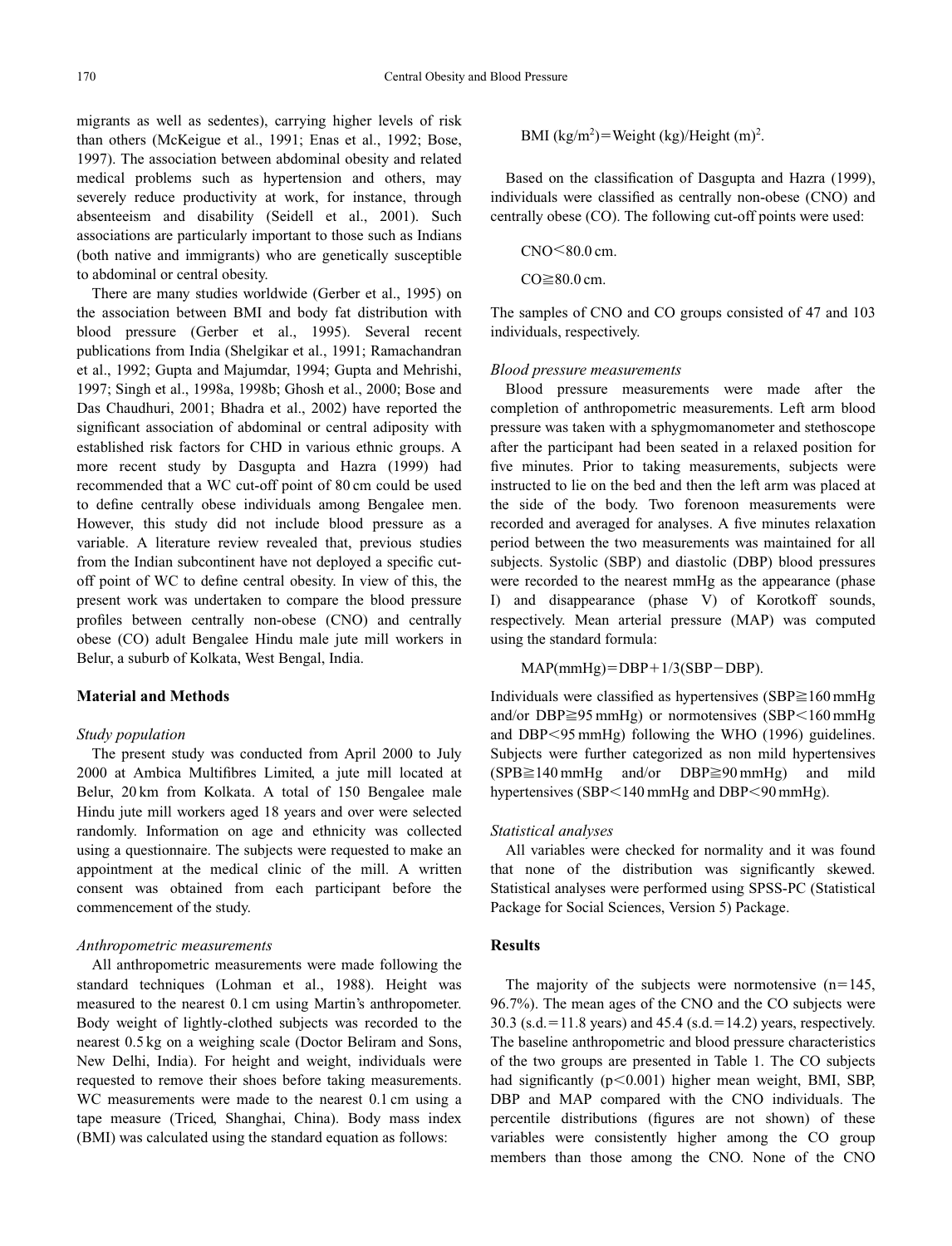migrants as well as sedentes), carrying higher levels of risk than others (McKeigue et al., 1991; Enas et al., 1992; Bose, 1997). The association between abdominal obesity and related medical problems such as hypertension and others, may severely reduce productivity at work, for instance, through absenteeism and disability (Seidell et al., 2001). Such associations are particularly important to those such as Indians (both native and immigrants) who are genetically susceptible to abdominal or central obesity.

There are many studies worldwide (Gerber et al., 1995) on the association between BMI and body fat distribution with blood pressure (Gerber et al., 1995). Several recent publications from India (Shelgikar et al., 1991; Ramachandran et al., 1992; Gupta and Majumdar, 1994; Gupta and Mehrishi, 1997; Singh et al., 1998a, 1998b; Ghosh et al., 2000; Bose and Das Chaudhuri, 2001; Bhadra et al., 2002) have reported the significant association of abdominal or central adiposity with established risk factors for CHD in various ethnic groups. A more recent study by Dasgupta and Hazra (1999) had recommended that a WC cut-off point of 80 cm could be used to define centrally obese individuals among Bengalee men. However, this study did not include blood pressure as a variable. A literature review revealed that, previous studies from the Indian subcontinent have not deployed a specific cut-off point of WC to define central obesity. In view of this, the present work was undertaken to compare the blood pressure profiles between centrally non-obese (CNO) and centrally obese (CO) adult Bengalee Hindu male jute mill workers in Belur, a suburb of Kolkata, West Bengal, India.

## Material and Methods

### *Study population*

The present study was conducted from April 2000 to July 2000 at Ambica Multifibres Limited, a jute mill located at Belur, 20 km from Kolkata. A total of 150 Bengalee male Hindu jute mill workers aged 18 years and over were selected randomly. Information on age and ethnicity was collected using a questionnaire. The subjects were requested to make an appointment at the medical clinic of the mill. A written consent was obtained from each participant before the commencement of the study.

### *Anthropometric measurements*

All anthropometric measurements were made following the standard techniques (Lohman et al., 1988). Height was measured to the nearest 0.1 cm using Martin's anthropometer. Body weight of lightly-clothed subjects was recorded to the nearest 0.5 kg on a weighing scale (Doctor Beliram and Sons, New Delhi, India). For height and weight, individuals were requested to remove their shoes before taking measurements. WC measurements were made to the nearest 0.1 cm using a tape measure (Triced, Shanghai, China). Body mass index (BMI) was calculated using the standard equation as follows:

$$\text{BMI (kg/m}^2\text{)} = \text{Weight (kg)/Height (m)}^2.$$

Based on the classification of Dasgupta and Hazra (1999), individuals were classified as centrally non-obese (CNO) and centrally obese (CO). The following cut-off points were used:

CNO $<$ 80.0 cm.

CO $\geqq$ 80.0 cm.

The samples of CNO and CO groups consisted of 47 and 103 individuals, respectively.

### *Blood pressure measurements*

Blood pressure measurements were made after the completion of anthropometric measurements. Left arm blood pressure was taken with a sphygmomanometer and stethoscope after the participant had been seated in a relaxed position for five minutes. Prior to taking measurements, subjects were instructed to lie on the bed and then the left arm was placed at the side of the body. Two forenoon measurements were recorded and averaged for analyses. A five minutes relaxation period between the two measurements was maintained for all subjects. Systolic (SBP) and diastolic (DBP) blood pressures were recorded to the nearest mmHg as the appearance (phase I) and disappearance (phase V) of Korotkoff sounds, respectively. Mean arterial pressure (MAP) was computed using the standard formula:

$$\text{MAP(mmHg)} = \text{DBP} + 1/3(\text{SBP} - \text{DBP}).$$

Individuals were classified as hypertensives (SBP $\geqq$ 160 mmHg and/or DBP $\geqq$ 95 mmHg) or normotensives (SBP $<$ 160 mmHg and DBP $<$ 95 mmHg) following the WHO (1996) guidelines. Subjects were further categorized as non mild hypertensives (SPB $\geqq$ 140 mmHg and/or DBP $\geqq$ 90 mmHg) and mild hypertensives (SBP $<$ 140 mmHg and DBP $<$ 90 mmHg).

### *Statistical analyses*

All variables were checked for normality and it was found that none of the distribution was significantly skewed. Statistical analyses were performed using SPSS-PC (Statistical Package for Social Sciences, Version 5) Package.

## Results

The majority of the subjects were normotensive ($n=145$, 96.7%). The mean ages of the CNO and the CO subjects were 30.3 (s.d. $=$ 11.8 years) and 45.4 (s.d. $=$ 14.2) years, respectively. The baseline anthropometric and blood pressure characteristics of the two groups are presented in Table 1. The CO subjects had significantly ($p<0.001$) higher mean weight, BMI, SBP, DBP and MAP compared with the CNO individuals. The percentile distributions (figures are not shown) of these variables were consistently higher among the CO group members than those among the CNO. None of the CNO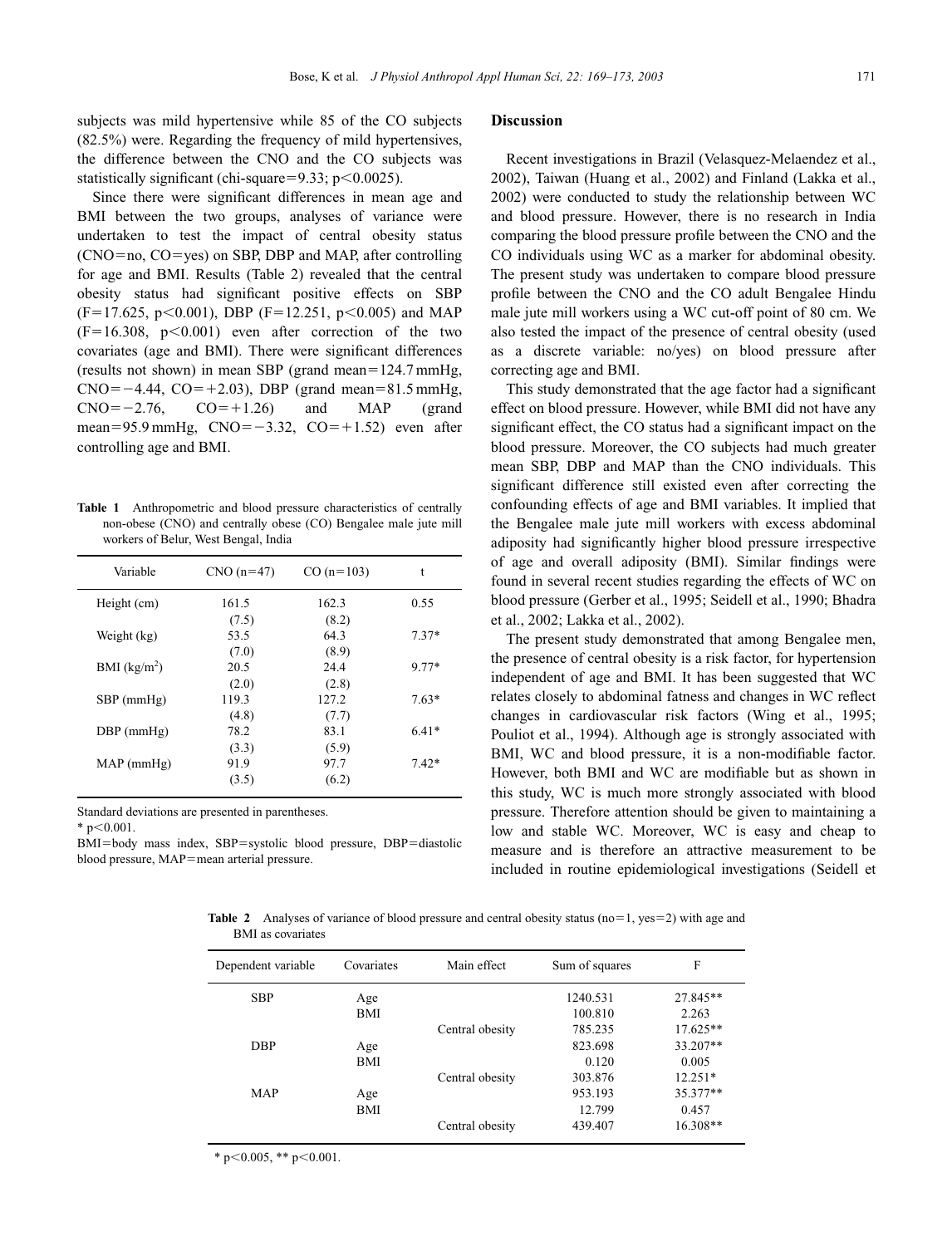subjects was mild hypertensive while 85 of the CO subjects (82.5%) were. Regarding the frequency of mild hypertensives, the difference between the CNO and the CO subjects was statistically significant (chi-square=9.33; $p<0.0025$).

Since there were significant differences in mean age and BMI between the two groups, analyses of variance were undertaken to test the impact of central obesity status (CNO=no, CO=yes) on SBP, DBP and MAP, after controlling for age and BMI. Results (Table 2) revealed that the central obesity status had significant positive effects on SBP ($F=17.625$, $p<0.001$), DBP ($F=12.251$, $p<0.005$) and MAP ($F=16.308$, $p<0.001$) even after correction of the two covariates (age and BMI). There were significant differences (results not shown) in mean SBP (grand mean=124.7 mmHg, CNO=−4.44, CO=+2.03), DBP (grand mean=81.5 mmHg, CNO=−2.76, CO=+1.26) and MAP (grand mean=95.9 mmHg, CNO=−3.32, CO=+1.52) even after controlling age and BMI.

**Table 1** Anthropometric and blood pressure characteristics of centrally non-obese (CNO) and centrally obese (CO) Bengalee male jute mill workers of Belur, West Bengal, India

| Variable | CNO (n=47) | CO (n=103) | t |
|---|---|---|---|
| Height (cm) | 161.5 | 162.3 | 0.55 |
| | (7.5) | (8.2) | |
| Weight (kg) | 53.5 | 64.3 | 7.37* |
| | (7.0) | (8.9) | |
| BMI (kg/m$^2$) | 20.5 | 24.4 | 9.77* |
| | (2.0) | (2.8) | |
| SBP (mmHg) | 119.3 | 127.2 | 7.63* |
| | (4.8) | (7.7) | |
| DBP (mmHg) | 78.2 | 83.1 | 6.41* |
| | (3.3) | (5.9) | |
| MAP (mmHg) | 91.9 | 97.7 | 7.42* |
| | (3.5) | (6.2) | |

Standard deviations are presented in parentheses.

* $p<0.001$.

BMI=body mass index, SBP=systolic blood pressure, DBP=diastolic blood pressure, MAP=mean arterial pressure.

## Discussion

Recent investigations in Brazil (Velasquez-Melaendez et al., 2002), Taiwan (Huang et al., 2002) and Finland (Lakka et al., 2002) were conducted to study the relationship between WC and blood pressure. However, there is no research in India comparing the blood pressure profile between the CNO and the CO individuals using WC as a marker for abdominal obesity. The present study was undertaken to compare blood pressure profile between the CNO and the CO adult Bengalee Hindu male jute mill workers using a WC cut-off point of 80 cm. We also tested the impact of the presence of central obesity (used as a discrete variable: no/yes) on blood pressure after correcting age and BMI.

This study demonstrated that the age factor had a significant effect on blood pressure. However, while BMI did not have any significant effect, the CO status had a significant impact on the blood pressure. Moreover, the CO subjects had much greater mean SBP, DBP and MAP than the CNO individuals. This significant difference still existed even after correcting the confounding effects of age and BMI variables. It implied that the Bengalee male jute mill workers with excess abdominal adiposity had significantly higher blood pressure irrespective of age and overall adiposity (BMI). Similar findings were found in several recent studies regarding the effects of WC on blood pressure (Gerber et al., 1995; Seidell et al., 1990; Bhadra et al., 2002; Lakka et al., 2002).

The present study demonstrated that among Bengalee men, the presence of central obesity is a risk factor, for hypertension independent of age and BMI. It has been suggested that WC relates closely to abdominal fatness and changes in WC reflect changes in cardiovascular risk factors (Wing et al., 1995; Pouliot et al., 1994). Although age is strongly associated with BMI, WC and blood pressure, it is a non-modifiable factor. However, both BMI and WC are modifiable but as shown in this study, WC is much more strongly associated with blood pressure. Therefore attention should be given to maintaining a low and stable WC. Moreover, WC is easy and cheap to measure and is therefore an attractive measurement to be included in routine epidemiological investigations (Seidell et

**Table 2** Analyses of variance of blood pressure and central obesity status (no=1, yes=2) with age and BMI as covariates

| Dependent variable | Covariates | Main effect | Sum of squares | F |
|---|---|---|---|---|
| SBP | Age | | 1240.531 | 27.845** |
| | BMI | | 100.810 | 2.263 |
| | | Central obesity | 785.235 | 17.625** |
| DBP | Age | | 823.698 | 33.207** |
| | BMI | | 0.120 | 0.005 |
| | | Central obesity | 303.876 | 12.251* |
| MAP | Age | | 953.193 | 35.377** |
| | BMI | | 12.799 | 0.457 |
| | | Central obesity | 439.407 | 16.308** |

* $p<0.005$, ** $p<0.001$.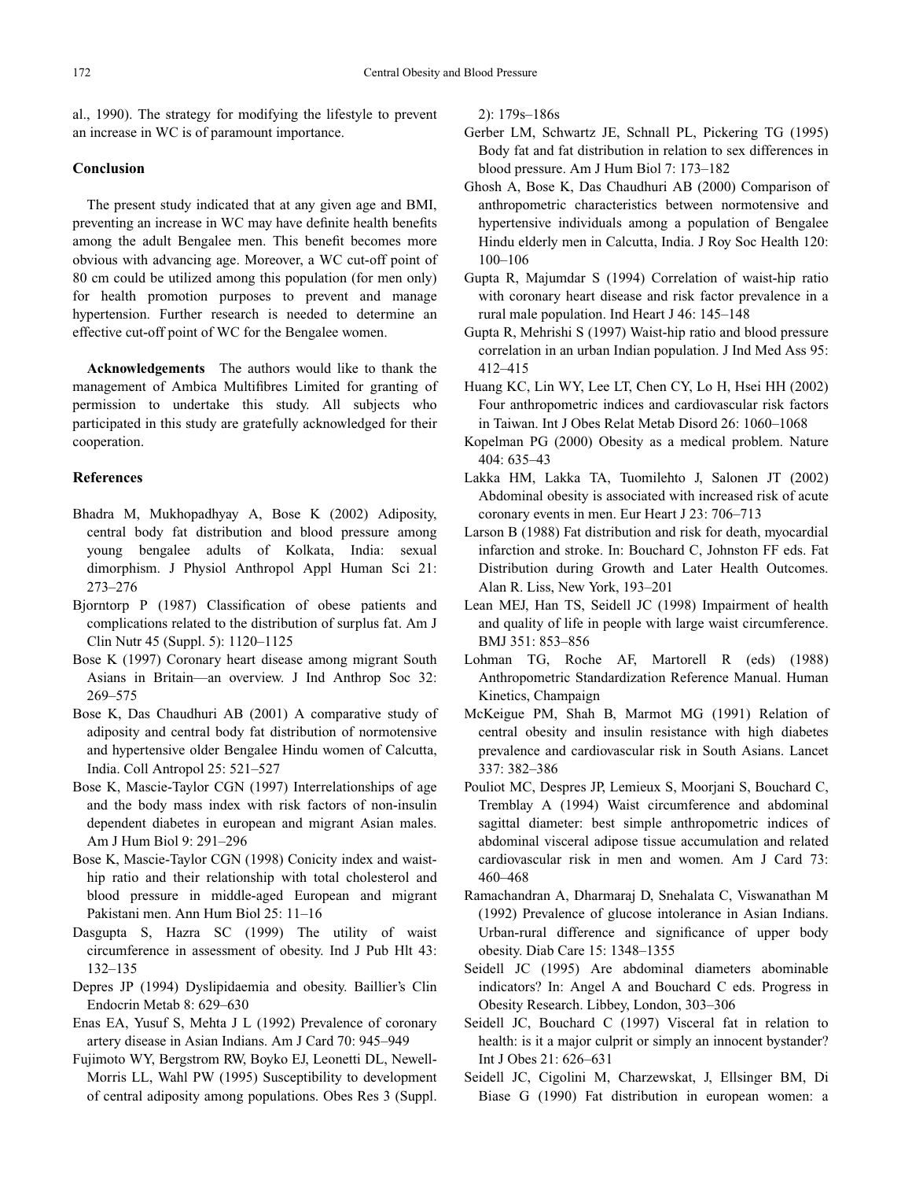al., 1990). The strategy for modifying the lifestyle to prevent an increase in WC is of paramount importance.

## Conclusion

The present study indicated that at any given age and BMI, preventing an increase in WC may have definite health benefits among the adult Bengalee men. This benefit becomes more obvious with advancing age. Moreover, a WC cut-off point of 80 cm could be utilized among this population (for men only) for health promotion purposes to prevent and manage hypertension. Further research is needed to determine an effective cut-off point of WC for the Bengalee women.

**Acknowledgements** The authors would like to thank the management of Ambica Multifibres Limited for granting of permission to undertake this study. All subjects who participated in this study are gratefully acknowledged for their cooperation.

## References

Bhadra M, Mukhopadhyay A, Bose K (2002) Adiposity, central body fat distribution and blood pressure among young bengalee adults of Kolkata, India: sexual dimorphism. J Physiol Anthropol Appl Human Sci 21: 273–276

Bjorntorp P (1987) Classification of obese patients and complications related to the distribution of surplus fat. Am J Clin Nutr 45 (Suppl. 5): 1120–1125

Bose K (1997) Coronary heart disease among migrant South Asians in Britain—an overview. J Ind Anthrop Soc 32: 269–575

Bose K, Das Chaudhuri AB (2001) A comparative study of adiposity and central body fat distribution of normotensive and hypertensive older Bengalee Hindu women of Calcutta, India. Coll Antropol 25: 521–527

Bose K, Mascie-Taylor CGN (1997) Interrelationships of age and the body mass index with risk factors of non-insulin dependent diabetes in european and migrant Asian males. Am J Hum Biol 9: 291–296

Bose K, Mascie-Taylor CGN (1998) Conicity index and waist-hip ratio and their relationship with total cholesterol and blood pressure in middle-aged European and migrant Pakistani men. Ann Hum Biol 25: 11–16

Dasgupta S, Hazra SC (1999) The utility of waist circumference in assessment of obesity. Ind J Pub Hlt 43: 132–135

Depres JP (1994) Dyslipidaemia and obesity. Baillier's Clin Endocrin Metab 8: 629–630

Enas EA, Yusuf S, Mehta J L (1992) Prevalence of coronary artery disease in Asian Indians. Am J Card 70: 945–949

Fujimoto WY, Bergstrom RW, Boyko EJ, Leonetti DL, Newell-Morris LL, Wahl PW (1995) Susceptibility to development of central adiposity among populations. Obes Res 3 (Suppl. 2): 179s–186s

Gerber LM, Schwartz JE, Schnall PL, Pickering TG (1995) Body fat and fat distribution in relation to sex differences in blood pressure. Am J Hum Biol 7: 173–182

Ghosh A, Bose K, Das Chaudhuri AB (2000) Comparison of anthropometric characteristics between normotensive and hypertensive individuals among a population of Bengalee Hindu elderly men in Calcutta, India. J Roy Soc Health 120: 100–106

Gupta R, Majumdar S (1994) Correlation of waist-hip ratio with coronary heart disease and risk factor prevalence in a rural male population. Ind Heart J 46: 145–148

Gupta R, Mehrishi S (1997) Waist-hip ratio and blood pressure correlation in an urban Indian population. J Ind Med Ass 95: 412–415

Huang KC, Lin WY, Lee LT, Chen CY, Lo H, Hsei HH (2002) Four anthropometric indices and cardiovascular risk factors in Taiwan. Int J Obes Relat Metab Disord 26: 1060–1068

Kopelman PG (2000) Obesity as a medical problem. Nature 404: 635–43

Lakka HM, Lakka TA, Tuomilehto J, Salonen JT (2002) Abdominal obesity is associated with increased risk of acute coronary events in men. Eur Heart J 23: 706–713

Larson B (1988) Fat distribution and risk for death, myocardial infarction and stroke. In: Bouchard C, Johnston FF eds. Fat Distribution during Growth and Later Health Outcomes. Alan R. Liss, New York, 193–201

Lean MEJ, Han TS, Seidell JC (1998) Impairment of health and quality of life in people with large waist circumference. BMJ 351: 853–856

Lohman TG, Roche AF, Martorell R (eds) (1988) Anthropometric Standardization Reference Manual. Human Kinetics, Champaign

McKeigue PM, Shah B, Marmot MG (1991) Relation of central obesity and insulin resistance with high diabetes prevalence and cardiovascular risk in South Asians. Lancet 337: 382–386

Pouliot MC, Despres JP, Lemieux S, Moorjani S, Bouchard C, Tremblay A (1994) Waist circumference and abdominal sagittal diameter: best simple anthropometric indices of abdominal visceral adipose tissue accumulation and related cardiovascular risk in men and women. Am J Card 73: 460–468

Ramachandran A, Dharmaraj D, Snehalata C, Viswanathan M (1992) Prevalence of glucose intolerance in Asian Indians. Urban-rural difference and significance of upper body obesity. Diab Care 15: 1348–1355

Seidell JC (1995) Are abdominal diameters abominable indicators? In: Angel A and Bouchard C eds. Progress in Obesity Research. Libbey, London, 303–306

Seidell JC, Bouchard C (1997) Visceral fat in relation to health: is it a major culprit or simply an innocent bystander? Int J Obes 21: 626–631

Seidell JC, Cigolini M, Charzewskat, J, Ellsinger BM, Di Biase G (1990) Fat distribution in european women: a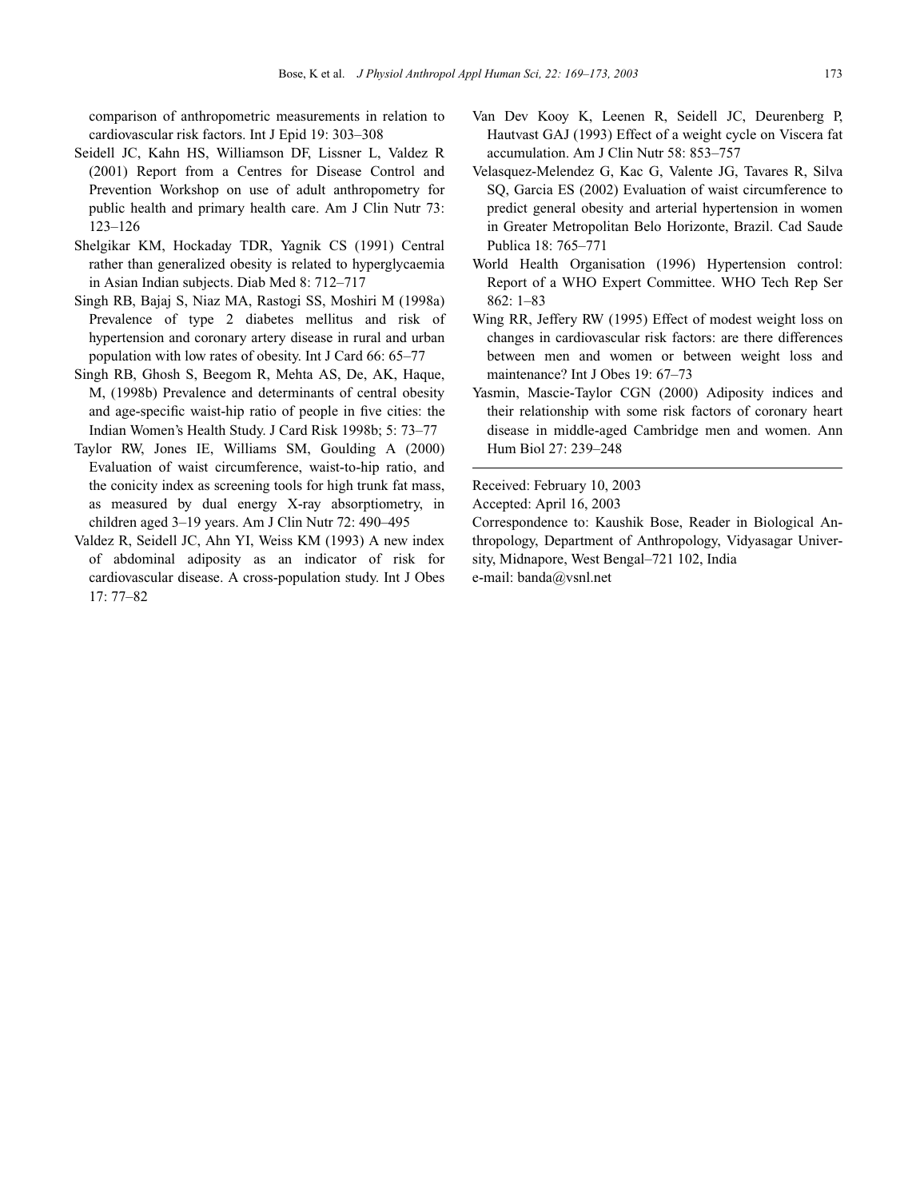comparison of anthropometric measurements in relation to cardiovascular risk factors. Int J Epid 19: 303–308

Seidell JC, Kahn HS, Williamson DF, Lissner L, Valdez R (2001) Report from a Centres for Disease Control and Prevention Workshop on use of adult anthropometry for public health and primary health care. Am J Clin Nutr 73: 123–126

Shelgikar KM, Hockaday TDR, Yagnik CS (1991) Central rather than generalized obesity is related to hyperglycaemia in Asian Indian subjects. Diab Med 8: 712–717

Singh RB, Bajaj S, Niaz MA, Rastogi SS, Moshiri M (1998a) Prevalence of type 2 diabetes mellitus and risk of hypertension and coronary artery disease in rural and urban population with low rates of obesity. Int J Card 66: 65–77

Singh RB, Ghosh S, Beegom R, Mehta AS, De, AK, Haque, M, (1998b) Prevalence and determinants of central obesity and age-specific waist-hip ratio of people in five cities: the Indian Women's Health Study. J Card Risk 1998b; 5: 73–77

Taylor RW, Jones IE, Williams SM, Goulding A (2000) Evaluation of waist circumference, waist-to-hip ratio, and the conicity index as screening tools for high trunk fat mass, as measured by dual energy X-ray absorptiometry, in children aged 3–19 years. Am J Clin Nutr 72: 490–495

Valdez R, Seidell JC, Ahn YI, Weiss KM (1993) A new index of abdominal adiposity as an indicator of risk for cardiovascular disease. A cross-population study. Int J Obes 17: 77–82

Van Dev Kooy K, Leenen R, Seidell JC, Deurenberg P, Hautvast GAJ (1993) Effect of a weight cycle on Viscera fat accumulation. Am J Clin Nutr 58: 853–757

Velasquez-Melendez G, Kac G, Valente JG, Tavares R, Silva SQ, Garcia ES (2002) Evaluation of waist circumference to predict general obesity and arterial hypertension in women in Greater Metropolitan Belo Horizonte, Brazil. Cad Saude Publica 18: 765–771

World Health Organisation (1996) Hypertension control: Report of a WHO Expert Committee. WHO Tech Rep Ser 862: 1–83

Wing RR, Jeffery RW (1995) Effect of modest weight loss on changes in cardiovascular risk factors: are there differences between men and women or between weight loss and maintenance? Int J Obes 19: 67–73

Yasmin, Mascie-Taylor CGN (2000) Adiposity indices and their relationship with some risk factors of coronary heart disease in middle-aged Cambridge men and women. Ann Hum Biol 27: 239–248

---

Received: February 10, 2003

Accepted: April 16, 2003

Correspondence to: Kaushik Bose, Reader in Biological Anthropology, Department of Anthropology, Vidyasagar University, Midnapore, West Bengal–721 102, India
e-mail: banda@vsnl.net